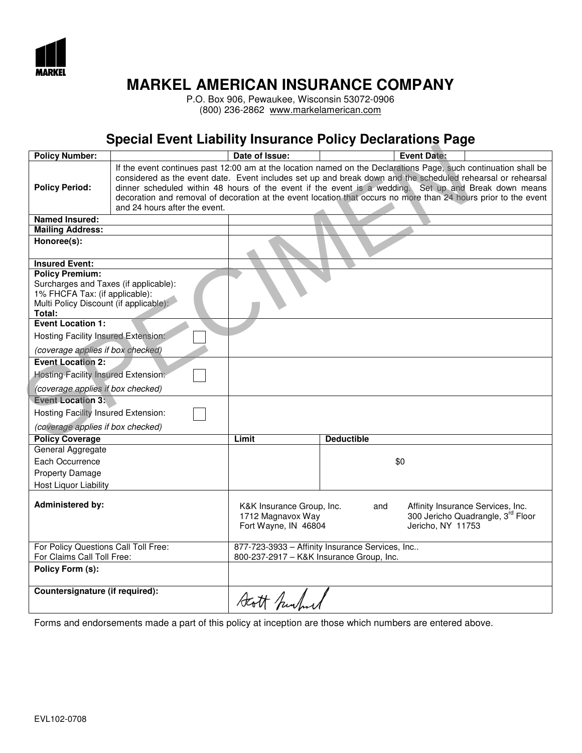MARKEL

# MARKEL AMERICAN INSURANCE COMPANY

P.O. Box 906, Pewaukee, Wisconsin 53072-0906
(800) 236-2862 www.markelamerican.com

## Special Event Liability Insurance Policy Declarations Page

SPECIMEN

| **Policy Number:** | | **Date of Issue:** | | **Event Date:** | |
|---|---|---|---|---|---|
| **Policy Period:** | If the event continues past 12:00 am at the location named on the Declarations Page, such continuation shall be considered as the event date. Event includes set up and break down and the scheduled rehearsal or rehearsal dinner scheduled within 48 hours of the event if the event is a wedding. Set up and Break down means decoration and removal of decoration at the event location that occurs no more than 24 hours prior to the event and 24 hours after the event. | | | | |

| | | |
|---|---|---|
| **Named Insured:** | | |
| **Mailing Address:** | | |
| **Honoree(s):** | | |
| **Insured Event:** | | |
| **Policy Premium:**<br>Surcharges and Taxes (if applicable):<br>1% FHCFA Tax: (if applicable):<br>Multi Policy Discount (if applicable):<br>**Total:** | | |
| **Event Location 1:**<br>Hosting Facility Insured Extension: ☐<br>*(coverage applies if box checked)* | | |
| **Event Location 2:**<br>Hosting Facility Insured Extension: ☐<br>*(coverage applies if box checked)* | | |
| **Event Location 3:**<br>Hosting Facility Insured Extension: ☐<br>*(coverage applies if box checked)* | | |
| **Policy Coverage** | **Limit** | **Deductible** |
| General Aggregate<br>Each Occurrence<br>Property Damage<br>Host Liquor Liability | | $0 |
| **Administered by:** | K&K Insurance Group, Inc.<br>1712 Magnavox Way<br>Fort Wayne, IN 46804<br>and | Affinity Insurance Services, Inc.<br>300 Jericho Quadrangle, 3rd Floor<br>Jericho, NY 11753 |
| For Policy Questions Call Toll Free:<br>For Claims Call Toll Free: | 877-723-3933 – Affinity Insurance Services, Inc..<br>800-237-2917 – K&K Insurance Group, Inc. | |
| **Policy Form (s):** | | |
| **Countersignature (if required):** | Scott Markel | |

Forms and endorsements made a part of this policy at inception are those which numbers are entered above.

EVL102-0708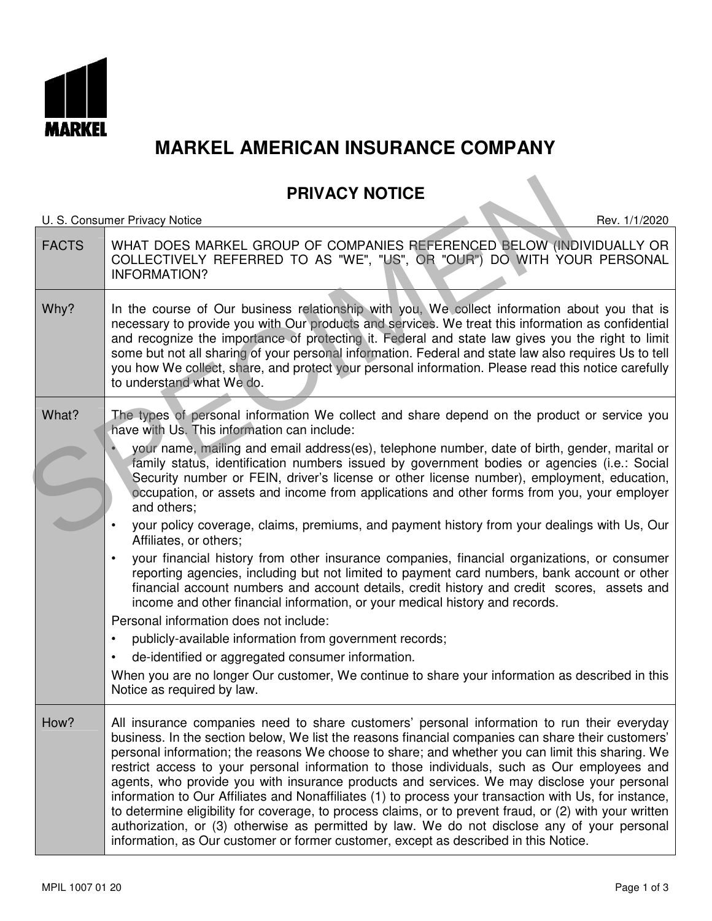# MARKEL AMERICAN INSURANCE COMPANY

## PRIVACY NOTICE

U. S. Consumer Privacy Notice — Rev. 1/1/2020

| FACTS | WHAT DOES MARKEL GROUP OF COMPANIES REFERENCED BELOW (INDIVIDUALLY OR COLLECTIVELY REFERRED TO AS "WE", "US", OR "OUR") DO WITH YOUR PERSONAL INFORMATION? |
|---|---|
| Why? | In the course of Our business relationship with you, We collect information about you that is necessary to provide you with Our products and services. We treat this information as confidential and recognize the importance of protecting it. Federal and state law gives you the right to limit some but not all sharing of your personal information. Federal and state law also requires Us to tell you how We collect, share, and protect your personal information. Please read this notice carefully to understand what We do. |
| What? | The types of personal information We collect and share depend on the product or service you have with Us. This information can include:<br>• your name, mailing and email address(es), telephone number, date of birth, gender, marital or family status, identification numbers issued by government bodies or agencies (i.e.: Social Security number or FEIN, driver's license or other license number), employment, education, occupation, or assets and income from applications and other forms from you, your employer and others;<br>• your policy coverage, claims, premiums, and payment history from your dealings with Us, Our Affiliates, or others;<br>• your financial history from other insurance companies, financial organizations, or consumer reporting agencies, including but not limited to payment card numbers, bank account or other financial account numbers and account details, credit history and credit scores, assets and income and other financial information, or your medical history and records.<br>Personal information does not include:<br>• publicly-available information from government records;<br>• de-identified or aggregated consumer information.<br>When you are no longer Our customer, We continue to share your information as described in this Notice as required by law. |
| How? | All insurance companies need to share customers' personal information to run their everyday business. In the section below, We list the reasons financial companies can share their customers' personal information; the reasons We choose to share; and whether you can limit this sharing. We restrict access to your personal information to those individuals, such as Our employees and agents, who provide you with insurance products and services. We may disclose your personal information to Our Affiliates and Nonaffiliates (1) to process your transaction with Us, for instance, to determine eligibility for coverage, to process claims, or to prevent fraud, or (2) with your written authorization, or (3) otherwise as permitted by law. We do not disclose any of your personal information, as Our customer or former customer, except as described in this Notice. |

MPIL 1007 01 20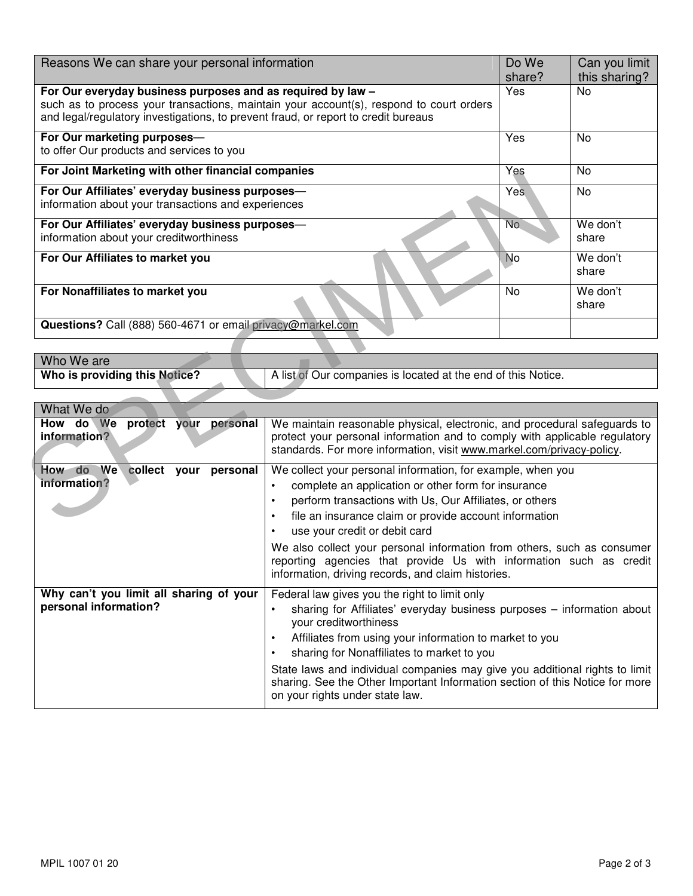| Reasons We can share your personal information | Do We share? | Can you limit this sharing? |
|---|---|---|
| **For Our everyday business purposes and as required by law –** such as to process your transactions, maintain your account(s), respond to court orders and legal/regulatory investigations, to prevent fraud, or report to credit bureaus | Yes | No |
| **For Our marketing purposes**— to offer Our products and services to you | Yes | No |
| **For Joint Marketing with other financial companies** | Yes | No |
| **For Our Affiliates' everyday business purposes**— information about your transactions and experiences | Yes | No |
| **For Our Affiliates' everyday business purposes**— information about your creditworthiness | No | We don't share |
| **For Our Affiliates to market you** | No | We don't share |
| **For Nonaffiliates to market you** | No | We don't share |
| **Questions?** Call (888) 560-4671 or email privacy@markel.com | | |

| Who We are | |
|---|---|
| **Who is providing this Notice?** | A list of Our companies is located at the end of this Notice. |

| What We do | |
|---|---|
| **How do We protect your personal information?** | We maintain reasonable physical, electronic, and procedural safeguards to protect your personal information and to comply with applicable regulatory standards. For more information, visit www.markel.com/privacy-policy. |
| **How do We collect your personal information?** | We collect your personal information, for example, when you<br>• complete an application or other form for insurance<br>• perform transactions with Us, Our Affiliates, or others<br>• file an insurance claim or provide account information<br>• use your credit or debit card<br><br>We also collect your personal information from others, such as consumer reporting agencies that provide Us with information such as credit information, driving records, and claim histories. |
| **Why can't you limit all sharing of your personal information?** | Federal law gives you the right to limit only<br>• sharing for Affiliates' everyday business purposes – information about your creditworthiness<br>• Affiliates from using your information to market to you<br>• sharing for Nonaffiliates to market to you<br><br>State laws and individual companies may give you additional rights to limit sharing. See the Other Important Information section of this Notice for more on your rights under state law. |

MPIL 1007 01 20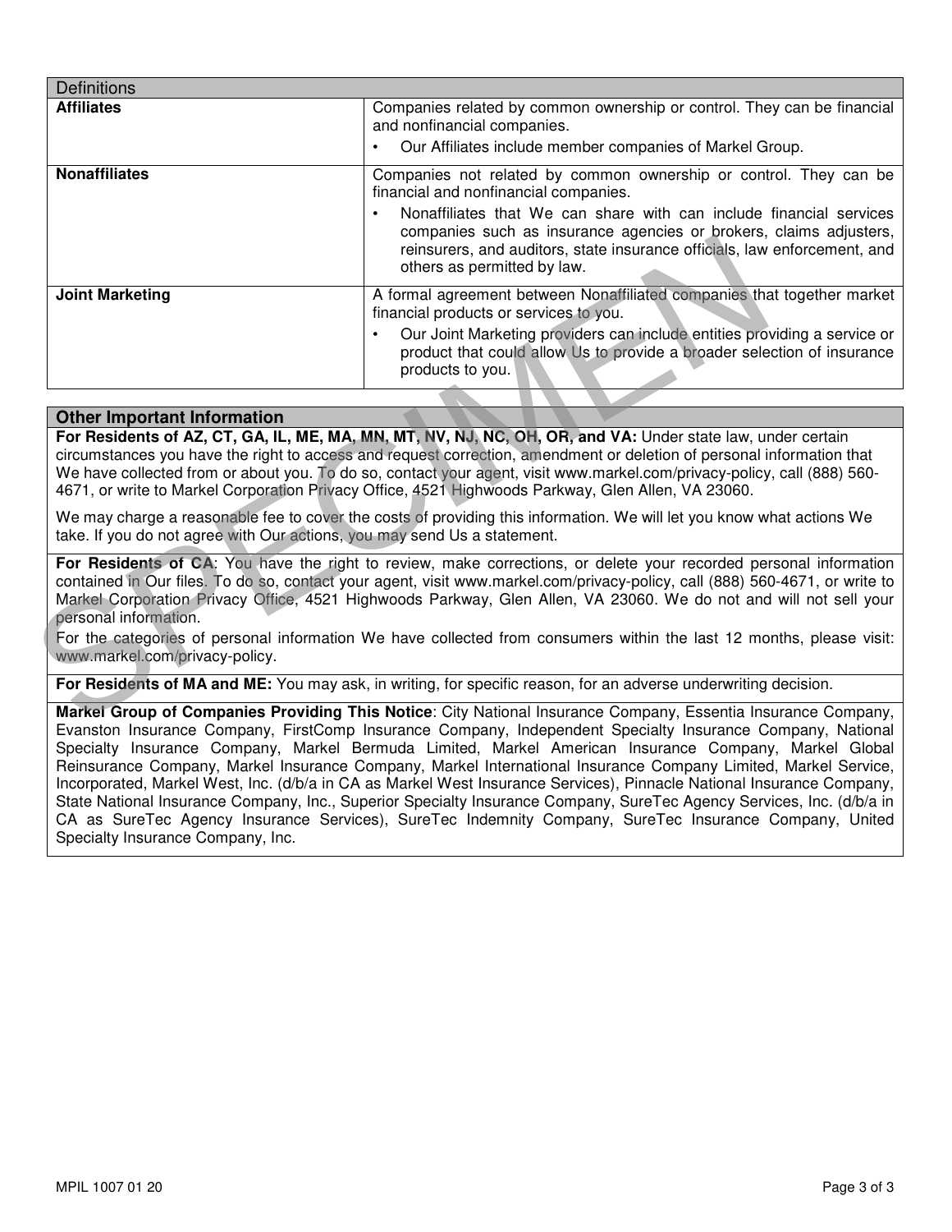| Definitions | |
|---|---|
| **Affiliates** | Companies related by common ownership or control. They can be financial and nonfinancial companies. <br>• Our Affiliates include member companies of Markel Group. |
| **Nonaffiliates** | Companies not related by common ownership or control. They can be financial and nonfinancial companies. <br>• Nonaffiliates that We can share with can include financial services companies such as insurance agencies or brokers, claims adjusters, reinsurers, and auditors, state insurance officials, law enforcement, and others as permitted by law. |
| **Joint Marketing** | A formal agreement between Nonaffiliated companies that together market financial products or services to you. <br>• Our Joint Marketing providers can include entities providing a service or product that could allow Us to provide a broader selection of insurance products to you. |

## Other Important Information

**For Residents of AZ, CT, GA, IL, ME, MA, MN, MT, NV, NJ, NC, OH, OR, and VA:** Under state law, under certain circumstances you have the right to access and request correction, amendment or deletion of personal information that We have collected from or about you. To do so, contact your agent, visit www.markel.com/privacy-policy, call (888) 560-4671, or write to Markel Corporation Privacy Office, 4521 Highwoods Parkway, Glen Allen, VA 23060.

We may charge a reasonable fee to cover the costs of providing this information. We will let you know what actions We take. If you do not agree with Our actions, you may send Us a statement.

**For Residents of CA**: You have the right to review, make corrections, or delete your recorded personal information contained in Our files. To do so, contact your agent, visit www.markel.com/privacy-policy, call (888) 560-4671, or write to Markel Corporation Privacy Office, 4521 Highwoods Parkway, Glen Allen, VA 23060. We do not and will not sell your personal information.

For the categories of personal information We have collected from consumers within the last 12 months, please visit: www.markel.com/privacy-policy.

**For Residents of MA and ME:** You may ask, in writing, for specific reason, for an adverse underwriting decision.

**Markel Group of Companies Providing This Notice**: City National Insurance Company, Essentia Insurance Company, Evanston Insurance Company, FirstComp Insurance Company, Independent Specialty Insurance Company, National Specialty Insurance Company, Markel Bermuda Limited, Markel American Insurance Company, Markel Global Reinsurance Company, Markel Insurance Company, Markel International Insurance Company Limited, Markel Service, Incorporated, Markel West, Inc. (d/b/a in CA as Markel West Insurance Services), Pinnacle National Insurance Company, State National Insurance Company, Inc., Superior Specialty Insurance Company, SureTec Agency Services, Inc. (d/b/a in CA as SureTec Agency Insurance Services), SureTec Indemnity Company, SureTec Insurance Company, United Specialty Insurance Company, Inc.

MPIL 1007 01 20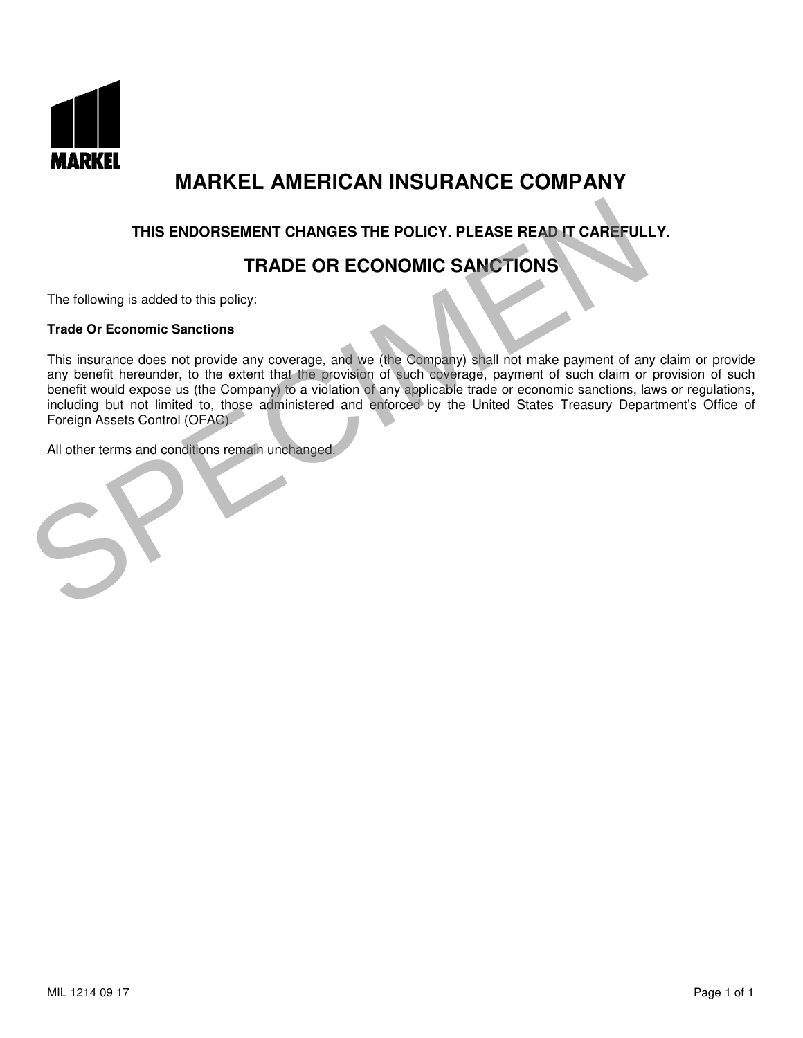# MARKEL AMERICAN INSURANCE COMPANY

**THIS ENDORSEMENT CHANGES THE POLICY. PLEASE READ IT CAREFULLY.**

## TRADE OR ECONOMIC SANCTIONS

The following is added to this policy:

**Trade Or Economic Sanctions**

This insurance does not provide any coverage, and we (the Company) shall not make payment of any claim or provide any benefit hereunder, to the extent that the provision of such coverage, payment of such claim or provision of such benefit would expose us (the Company) to a violation of any applicable trade or economic sanctions, laws or regulations, including but not limited to, those administered and enforced by the United States Treasury Department's Office of Foreign Assets Control (OFAC).

All other terms and conditions remain unchanged.

MIL 1214 09 17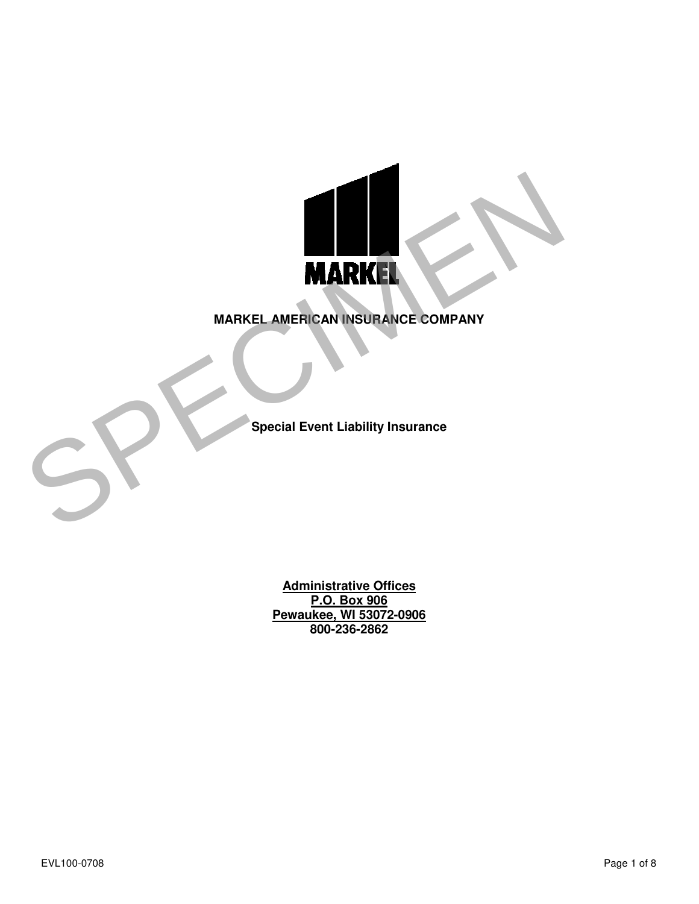MARKEL

**MARKEL AMERICAN INSURANCE COMPANY**

**Special Event Liability Insurance**

**Administrative Offices**
**P.O. Box 906**
**Pewaukee, WI 53072-0906**
**800-236-2862**

EVL100-0708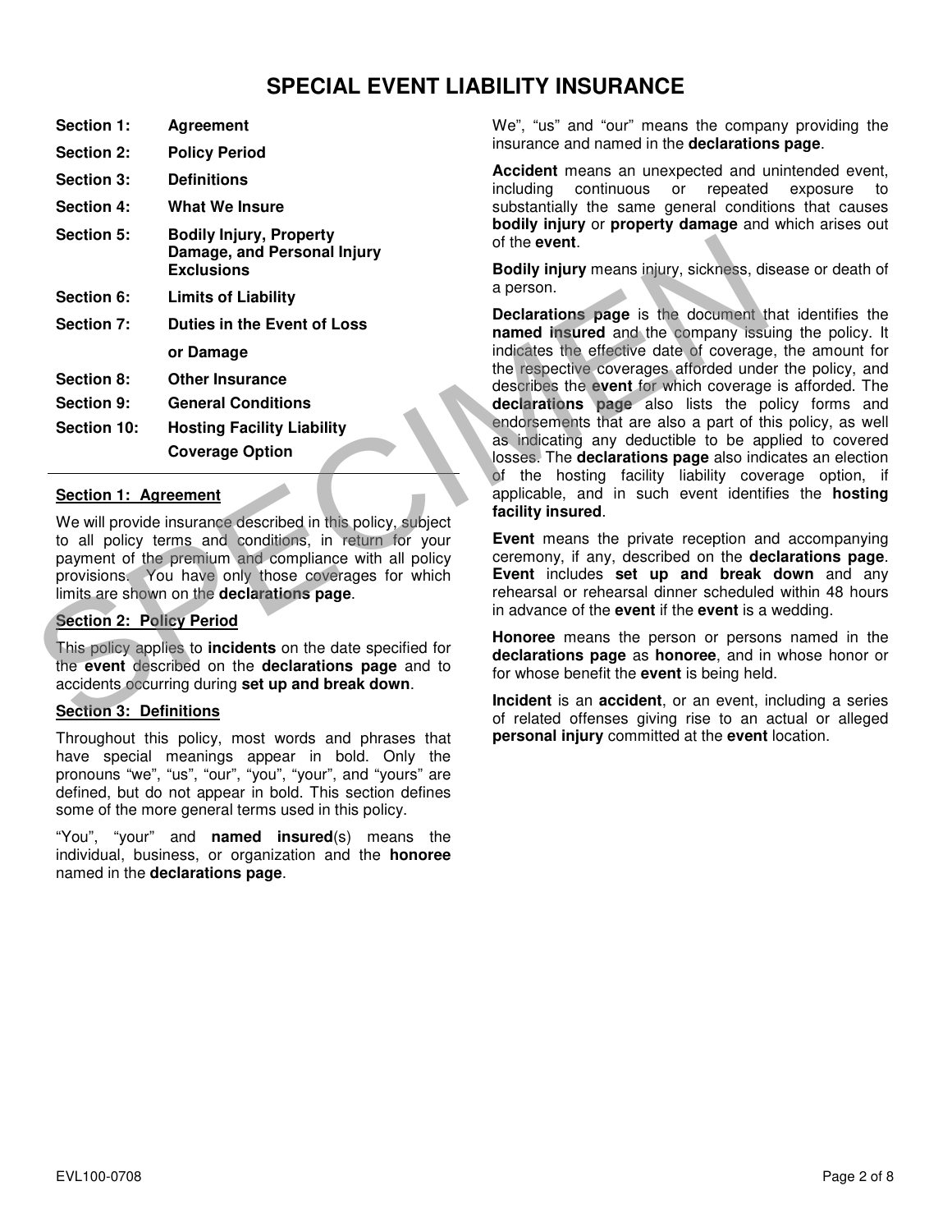# SPECIAL EVENT LIABILITY INSURANCE

| | |
|---|---|
| **Section 1:** | **Agreement** |
| **Section 2:** | **Policy Period** |
| **Section 3:** | **Definitions** |
| **Section 4:** | **What We Insure** |
| **Section 5:** | **Bodily Injury, Property Damage, and Personal Injury Exclusions** |
| **Section 6:** | **Limits of Liability** |
| **Section 7:** | **Duties in the Event of Loss or Damage** |
| **Section 8:** | **Other Insurance** |
| **Section 9:** | **General Conditions** |
| **Section 10:** | **Hosting Facility Liability Coverage Option** |

---

**Section 1: Agreement**

We will provide insurance described in this policy, subject to all policy terms and conditions, in return for your payment of the premium and compliance with all policy provisions. You have only those coverages for which limits are shown on the **declarations page**.

**Section 2: Policy Period**

This policy applies to **incidents** on the date specified for the **event** described on the **declarations page** and to accidents occurring during **set up and break down**.

**Section 3: Definitions**

Throughout this policy, most words and phrases that have special meanings appear in bold. Only the pronouns "we", "us", "our", "you", "your", and "yours" are defined, but do not appear in bold. This section defines some of the more general terms used in this policy.

"You", "your" and **named insured**(s) means the individual, business, or organization and the **honoree** named in the **declarations page**.

We", "us" and "our" means the company providing the insurance and named in the **declarations page**.

**Accident** means an unexpected and unintended event, including continuous or repeated exposure to substantially the same general conditions that causes **bodily injury** or **property damage** and which arises out of the **event**.

**Bodily injury** means injury, sickness, disease or death of a person.

**Declarations page** is the document that identifies the **named insured** and the company issuing the policy. It indicates the effective date of coverage, the amount for the respective coverages afforded under the policy, and describes the **event** for which coverage is afforded. The **declarations page** also lists the policy forms and endorsements that are also a part of this policy, as well as indicating any deductible to be applied to covered losses. The **declarations page** also indicates an election of the hosting facility liability coverage option, if applicable, and in such event identifies the **hosting facility insured**.

**Event** means the private reception and accompanying ceremony, if any, described on the **declarations page**. **Event** includes **set up and break down** and any rehearsal or rehearsal dinner scheduled within 48 hours in advance of the **event** if the **event** is a wedding.

**Honoree** means the person or persons named in the **declarations page** as **honoree**, and in whose honor or for whose benefit the **event** is being held.

**Incident** is an **accident**, or an event, including a series of related offenses giving rise to an actual or alleged **personal injury** committed at the **event** location.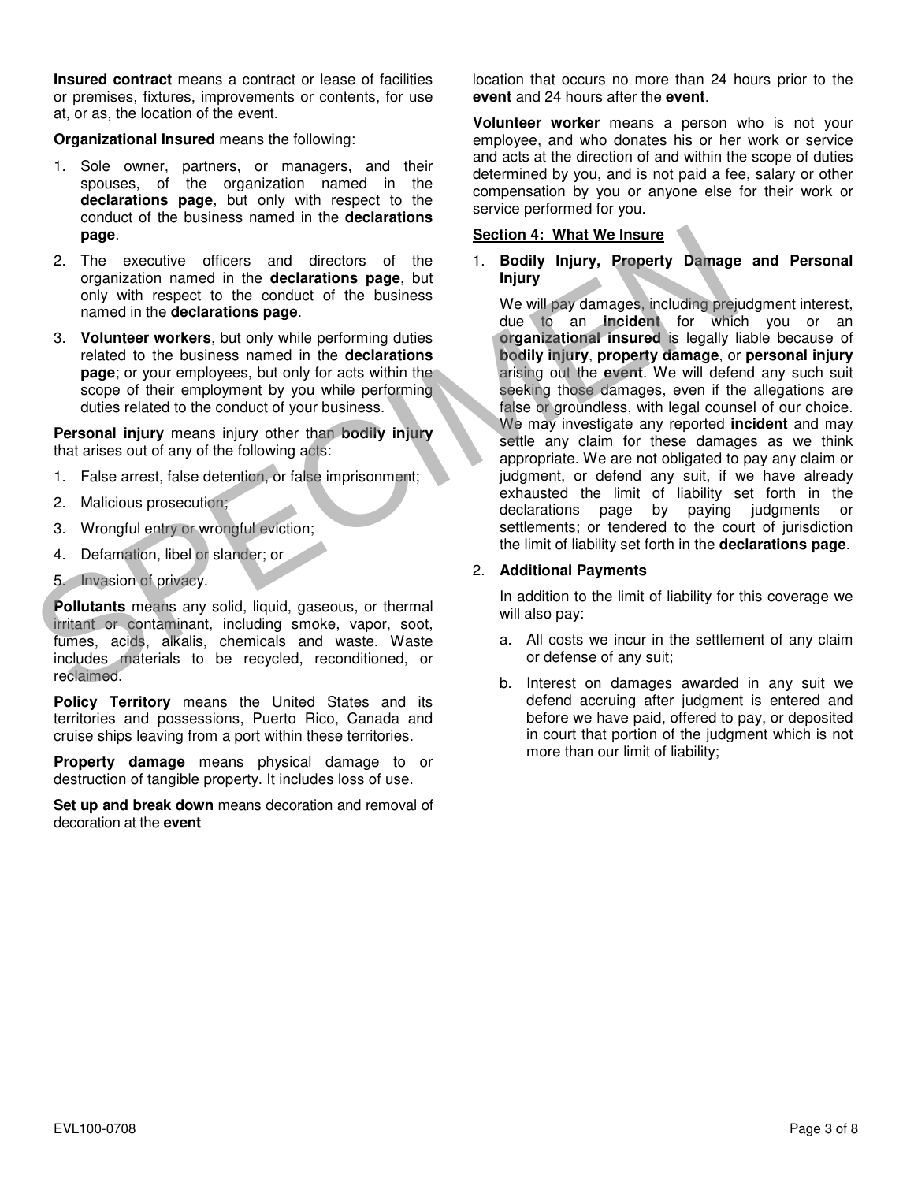**Insured contract** means a contract or lease of facilities or premises, fixtures, improvements or contents, for use at, or as, the location of the event.

**Organizational Insured** means the following:

1. Sole owner, partners, or managers, and their spouses, of the organization named in the **declarations page**, but only with respect to the conduct of the business named in the **declarations page**.
2. The executive officers and directors of the organization named in the **declarations page**, but only with respect to the conduct of the business named in the **declarations page**.
3. **Volunteer workers**, but only while performing duties related to the business named in the **declarations page**; or your employees, but only for acts within the scope of their employment by you while performing duties related to the conduct of your business.

**Personal injury** means injury other than **bodily injury** that arises out of any of the following acts:

1. False arrest, false detention, or false imprisonment;
2. Malicious prosecution;
3. Wrongful entry or wrongful eviction;
4. Defamation, libel or slander; or
5. Invasion of privacy.

**Pollutants** means any solid, liquid, gaseous, or thermal irritant or contaminant, including smoke, vapor, soot, fumes, acids, alkalis, chemicals and waste. Waste includes materials to be recycled, reconditioned, or reclaimed.

**Policy Territory** means the United States and its territories and possessions, Puerto Rico, Canada and cruise ships leaving from a port within these territories.

**Property damage** means physical damage to or destruction of tangible property. It includes loss of use.

**Set up and break down** means decoration and removal of decoration at the **event** location that occurs no more than 24 hours prior to the **event** and 24 hours after the **event**.

**Volunteer worker** means a person who is not your employee, and who donates his or her work or service and acts at the direction of and within the scope of duties determined by you, and is not paid a fee, salary or other compensation by you or anyone else for their work or service performed for you.

## Section 4: What We Insure

1. **Bodily Injury, Property Damage and Personal Injury**

   We will pay damages, including prejudgment interest, due to an **incident** for which you or an **organizational insured** is legally liable because of **bodily injury**, **property damage**, or **personal injury** arising out the **event**. We will defend any such suit seeking those damages, even if the allegations are false or groundless, with legal counsel of our choice. We may investigate any reported **incident** and may settle any claim for these damages as we think appropriate. We are not obligated to pay any claim or judgment, or defend any suit, if we have already exhausted the limit of liability set forth in the declarations page by paying judgments or settlements; or tendered to the court of jurisdiction the limit of liability set forth in the **declarations page**.

2. **Additional Payments**

   In addition to the limit of liability for this coverage we will also pay:

   a. All costs we incur in the settlement of any claim or defense of any suit;

   b. Interest on damages awarded in any suit we defend accruing after judgment is entered and before we have paid, offered to pay, or deposited in court that portion of the judgment which is not more than our limit of liability;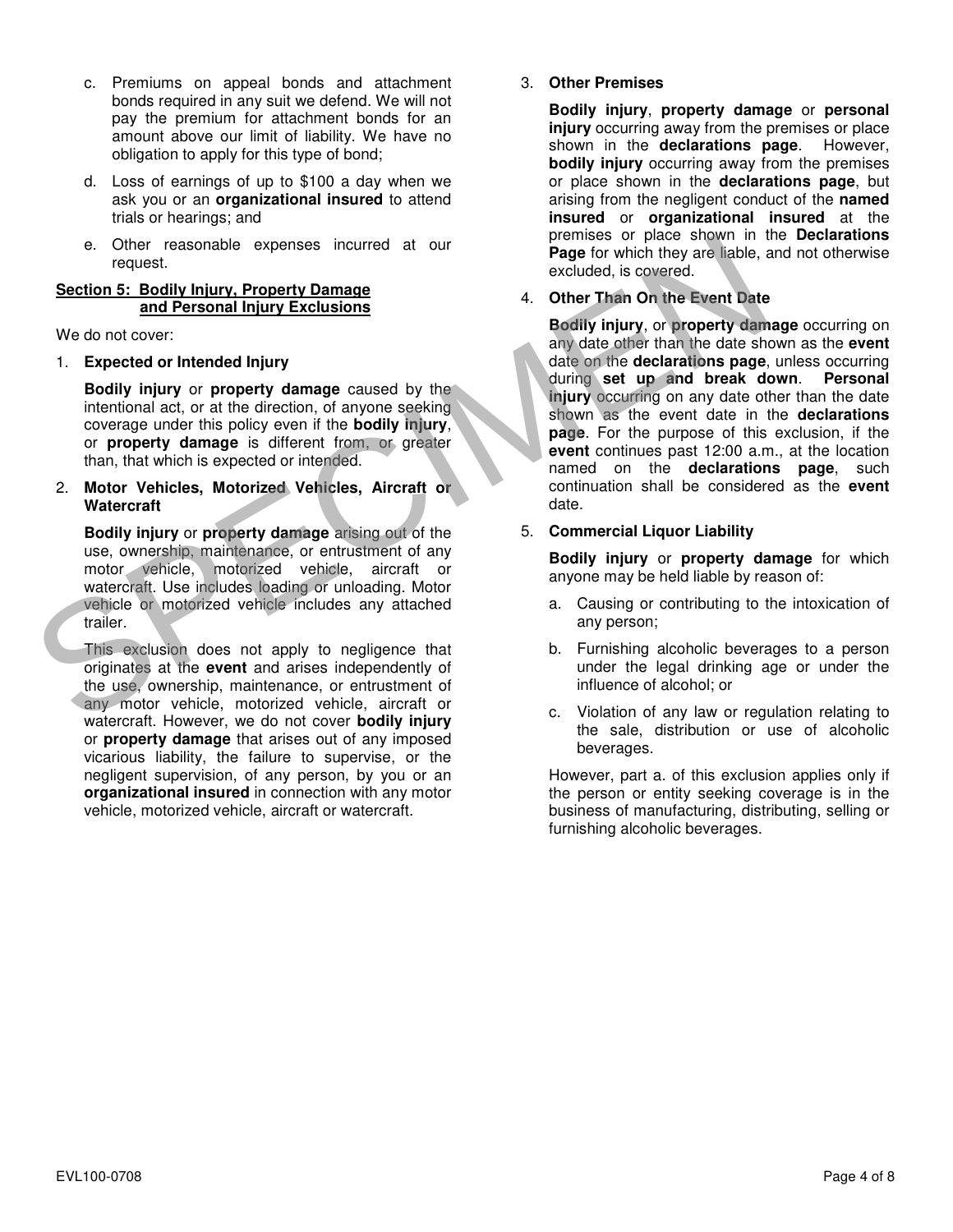c. Premiums on appeal bonds and attachment bonds required in any suit we defend. We will not pay the premium for attachment bonds for an amount above our limit of liability. We have no obligation to apply for this type of bond;

d. Loss of earnings of up to $100 a day when we ask you or an **organizational insured** to attend trials or hearings; and

e. Other reasonable expenses incurred at our request.

## Section 5: Bodily Injury, Property Damage and Personal Injury Exclusions

We do not cover:

1. **Expected or Intended Injury**

   **Bodily injury** or **property damage** caused by the intentional act, or at the direction, of anyone seeking coverage under this policy even if the **bodily injury**, or **property damage** is different from, or greater than, that which is expected or intended.

2. **Motor Vehicles, Motorized Vehicles, Aircraft or Watercraft**

   **Bodily injury** or **property damage** arising out of the use, ownership, maintenance, or entrustment of any motor vehicle, motorized vehicle, aircraft or watercraft. Use includes loading or unloading. Motor vehicle or motorized vehicle includes any attached trailer.

   This exclusion does not apply to negligence that originates at the **event** and arises independently of the use, ownership, maintenance, or entrustment of any motor vehicle, motorized vehicle, aircraft or watercraft. However, we do not cover **bodily injury** or **property damage** that arises out of any imposed vicarious liability, the failure to supervise, or the negligent supervision, of any person, by you or an **organizational insured** in connection with any motor vehicle, motorized vehicle, aircraft or watercraft.

3. **Other Premises**

   **Bodily injury**, **property damage** or **personal injury** occurring away from the premises or place shown in the **declarations page**. However, **bodily injury** occurring away from the premises or place shown in the **declarations page**, but arising from the negligent conduct of the **named insured** or **organizational insured** at the premises or place shown in the **Declarations Page** for which they are liable, and not otherwise excluded, is covered.

4. **Other Than On the Event Date**

   **Bodily injury**, or **property damage** occurring on any date other than the date shown as the **event** date on the **declarations page**, unless occurring during **set up and break down**. **Personal injury** occurring on any date other than the date shown as the event date in the **declarations page**. For the purpose of this exclusion, if the **event** continues past 12:00 a.m., at the location named on the **declarations page**, such continuation shall be considered as the **event** date.

5. **Commercial Liquor Liability**

   **Bodily injury** or **property damage** for which anyone may be held liable by reason of:

   a. Causing or contributing to the intoxication of any person;

   b. Furnishing alcoholic beverages to a person under the legal drinking age or under the influence of alcohol; or

   c. Violation of any law or regulation relating to the sale, distribution or use of alcoholic beverages.

   However, part a. of this exclusion applies only if the person or entity seeking coverage is in the business of manufacturing, distributing, selling or furnishing alcoholic beverages.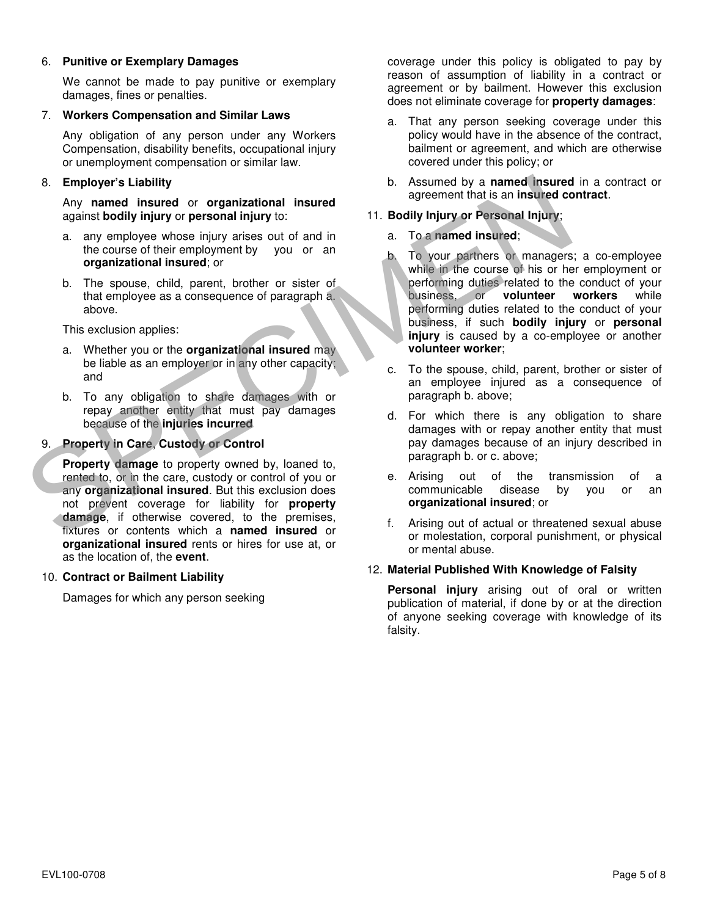6. **Punitive or Exemplary Damages**

   We cannot be made to pay punitive or exemplary damages, fines or penalties.

7. **Workers Compensation and Similar Laws**

   Any obligation of any person under any Workers Compensation, disability benefits, occupational injury or unemployment compensation or similar law.

8. **Employer's Liability**

   Any **named insured** or **organizational insured** against **bodily injury** or **personal injury** to:

   a. any employee whose injury arises out of and in the course of their employment by you or an **organizational insured**; or

   b. The spouse, child, parent, brother or sister of that employee as a consequence of paragraph a. above.

   This exclusion applies:

   a. Whether you or the **organizational insured** may be liable as an employer or in any other capacity; and

   b. To any obligation to share damages with or repay another entity that must pay damages because of the **injuries incurred**

9. **Property in Care, Custody or Control**

   **Property damage** to property owned by, loaned to, rented to, or in the care, custody or control of you or any **organizational insured**. But this exclusion does not prevent coverage for liability for **property damage**, if otherwise covered, to the premises, fixtures or contents which a **named insured** or **organizational insured** rents or hires for use at, or as the location of, the **event**.

10. **Contract or Bailment Liability**

    Damages for which any person seeking coverage under this policy is obligated to pay by reason of assumption of liability in a contract or agreement or by bailment. However this exclusion does not eliminate coverage for **property damages**:

    a. That any person seeking coverage under this policy would have in the absence of the contract, bailment or agreement, and which are otherwise covered under this policy; or

    b. Assumed by a **named insured** in a contract or agreement that is an **insured contract**.

11. **Bodily Injury or Personal Injury**;

    a. To a **named insured**;

    b. To your partners or managers; a co-employee while in the course of his or her employment or performing duties related to the conduct of your business, or **volunteer workers** while performing duties related to the conduct of your business, if such **bodily injury** or **personal injury** is caused by a co-employee or another **volunteer worker**;

    c. To the spouse, child, parent, brother or sister of an employee injured as a consequence of paragraph b. above;

    d. For which there is any obligation to share damages with or repay another entity that must pay damages because of an injury described in paragraph b. or c. above;

    e. Arising out of the transmission of a communicable disease by you or an **organizational insured**; or

    f. Arising out of actual or threatened sexual abuse or molestation, corporal punishment, or physical or mental abuse.

12. **Material Published With Knowledge of Falsity**

    **Personal injury** arising out of oral or written publication of material, if done by or at the direction of anyone seeking coverage with knowledge of its falsity.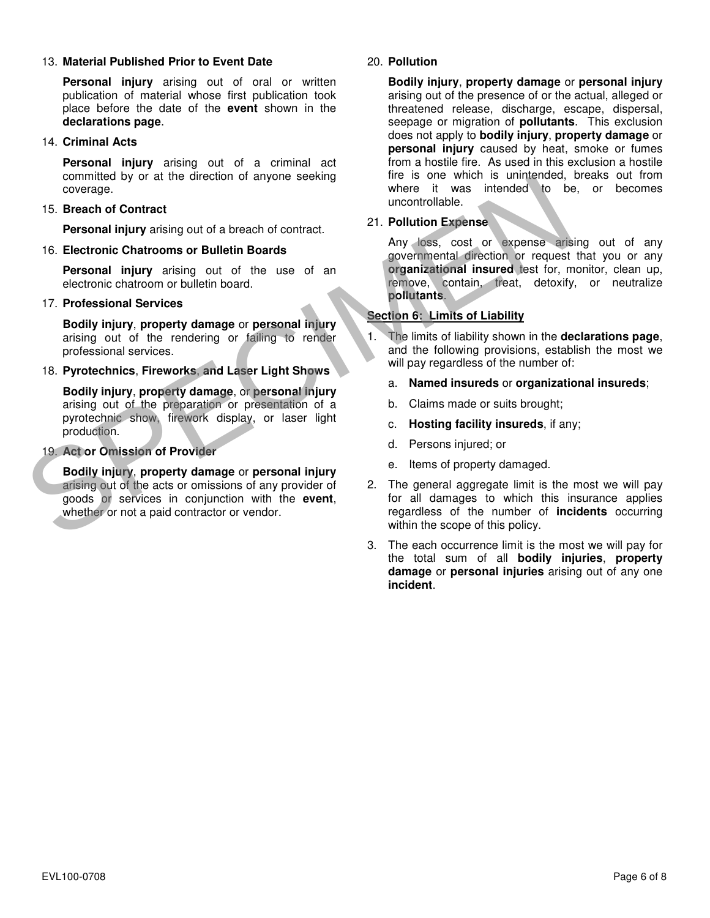13. **Material Published Prior to Event Date**

    **Personal injury** arising out of oral or written publication of material whose first publication took place before the date of the **event** shown in the **declarations page**.

14. **Criminal Acts**

    **Personal injury** arising out of a criminal act committed by or at the direction of anyone seeking coverage.

15. **Breach of Contract**

    **Personal injury** arising out of a breach of contract.

16. **Electronic Chatrooms or Bulletin Boards**

    **Personal injury** arising out of the use of an electronic chatroom or bulletin board.

17. **Professional Services**

    **Bodily injury**, **property damage** or **personal injury** arising out of the rendering or failing to render professional services.

18. **Pyrotechnics**, **Fireworks**, **and Laser Light Shows**

    **Bodily injury**, **property damage**, or **personal injury** arising out of the preparation or presentation of a pyrotechnic show, firework display, or laser light production.

19. **Act or Omission of Provider**

    **Bodily injury**, **property damage** or **personal injury** arising out of the acts or omissions of any provider of goods or services in conjunction with the **event**, whether or not a paid contractor or vendor.

20. **Pollution**

    **Bodily injury**, **property damage** or **personal injury** arising out of the presence of or the actual, alleged or threatened release, discharge, escape, dispersal, seepage or migration of **pollutants**. This exclusion does not apply to **bodily injury**, **property damage** or **personal injury** caused by heat, smoke or fumes from a hostile fire. As used in this exclusion a hostile fire is one which is unintended, breaks out from where it was intended to be, or becomes uncontrollable.

21. **Pollution Expense**

    Any loss, cost or expense arising out of any governmental direction or request that you or any **organizational insured** test for, monitor, clean up, remove, contain, treat, detoxify, or neutralize **pollutants**.

## Section 6: Limits of Liability

1. The limits of liability shown in the **declarations page**, and the following provisions, establish the most we will pay regardless of the number of:
   a. **Named insureds** or **organizational insureds**;
   b. Claims made or suits brought;
   c. **Hosting facility insureds**, if any;
   d. Persons injured; or
   e. Items of property damaged.
2. The general aggregate limit is the most we will pay for all damages to which this insurance applies regardless of the number of **incidents** occurring within the scope of this policy.
3. The each occurrence limit is the most we will pay for the total sum of all **bodily injuries**, **property damage** or **personal injuries** arising out of any one **incident**.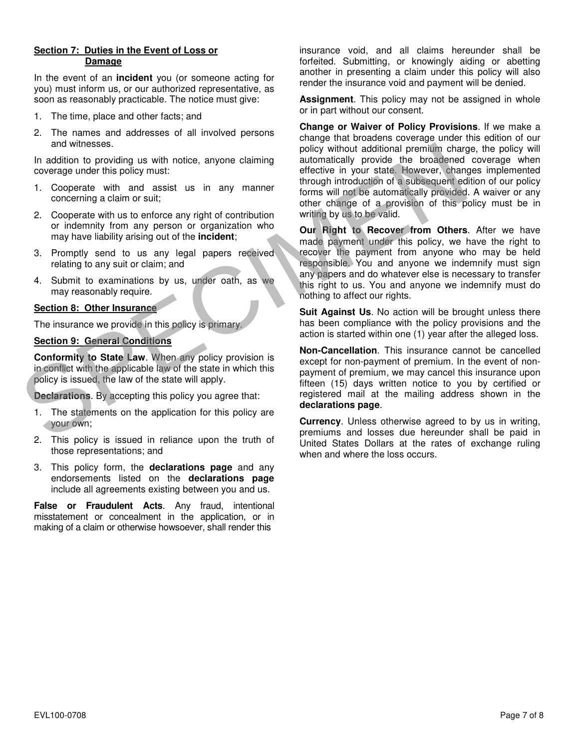## Section 7: Duties in the Event of Loss or Damage

In the event of an **incident** you (or someone acting for you) must inform us, or our authorized representative, as soon as reasonably practicable. The notice must give:

1. The time, place and other facts; and
2. The names and addresses of all involved persons and witnesses.

In addition to providing us with notice, anyone claiming coverage under this policy must:

1. Cooperate with and assist us in any manner concerning a claim or suit;
2. Cooperate with us to enforce any right of contribution or indemnity from any person or organization who may have liability arising out of the **incident**;
3. Promptly send to us any legal papers received relating to any suit or claim; and
4. Submit to examinations by us, under oath, as we may reasonably require.

## Section 8: Other Insurance

The insurance we provide in this policy is primary.

## Section 9: General Conditions

**Conformity to State Law**. When any policy provision is in conflict with the applicable law of the state in which this policy is issued, the law of the state will apply.

**Declarations**. By accepting this policy you agree that:

1. The statements on the application for this policy are your own;
2. This policy is issued in reliance upon the truth of those representations; and
3. This policy form, the **declarations page** and any endorsements listed on the **declarations page** include all agreements existing between you and us.

**False or Fraudulent Acts**. Any fraud, intentional misstatement or concealment in the application, or in making of a claim or otherwise howsoever, shall render this insurance void, and all claims hereunder shall be forfeited. Submitting, or knowingly aiding or abetting another in presenting a claim under this policy will also render the insurance void and payment will be denied.

**Assignment**. This policy may not be assigned in whole or in part without our consent.

**Change or Waiver of Policy Provisions**. If we make a change that broadens coverage under this edition of our policy without additional premium charge, the policy will automatically provide the broadened coverage when effective in your state. However, changes implemented through introduction of a subsequent edition of our policy forms will not be automatically provided. A waiver or any other change of a provision of this policy must be in writing by us to be valid.

**Our Right to Recover from Others**. After we have made payment under this policy, we have the right to recover the payment from anyone who may be held responsible. You and anyone we indemnify must sign any papers and do whatever else is necessary to transfer this right to us. You and anyone we indemnify must do nothing to affect our rights.

**Suit Against Us**. No action will be brought unless there has been compliance with the policy provisions and the action is started within one (1) year after the alleged loss.

**Non-Cancellation**. This insurance cannot be cancelled except for non-payment of premium. In the event of non-payment of premium, we may cancel this insurance upon fifteen (15) days written notice to you by certified or registered mail at the mailing address shown in the **declarations page**.

**Currency**. Unless otherwise agreed to by us in writing, premiums and losses due hereunder shall be paid in United States Dollars at the rates of exchange ruling when and where the loss occurs.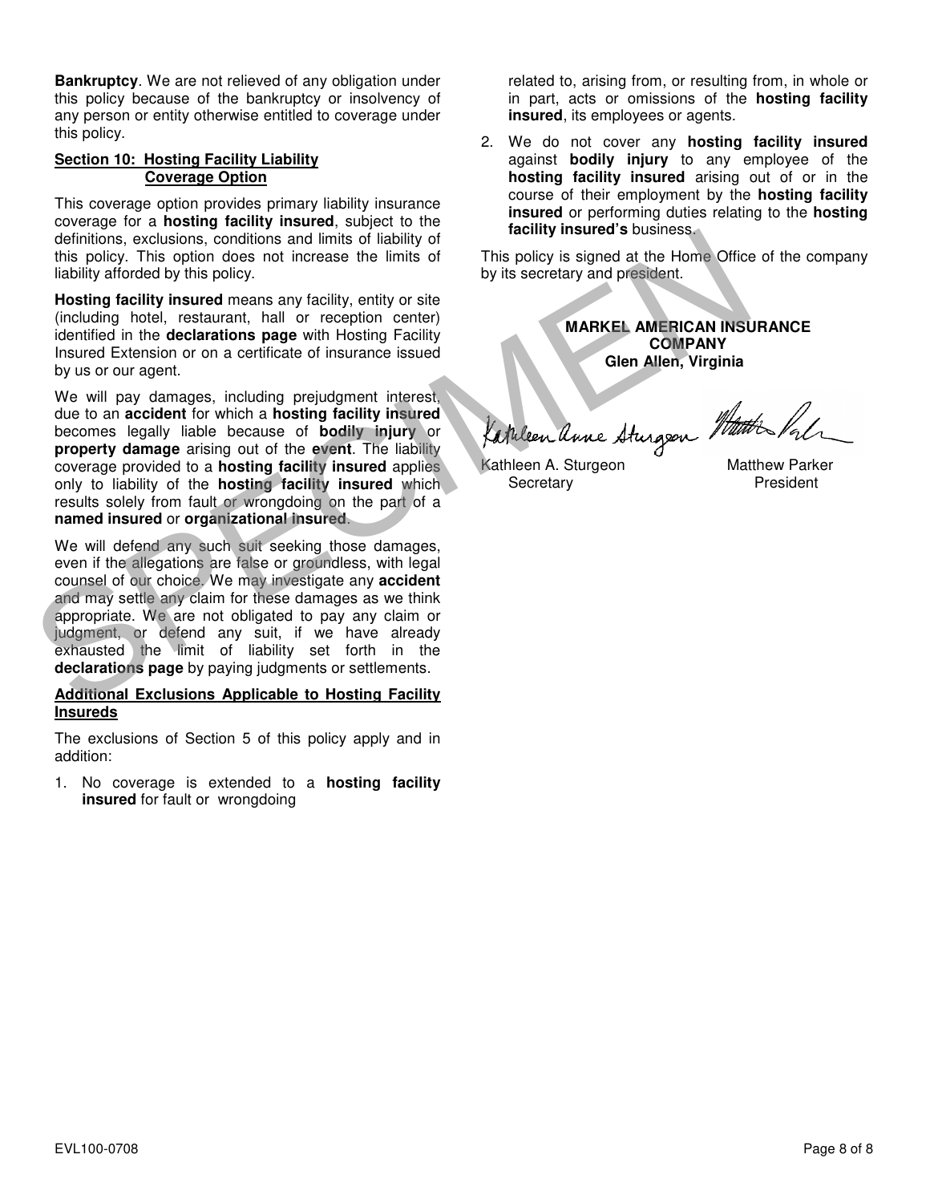**Bankruptcy**. We are not relieved of any obligation under this policy because of the bankruptcy or insolvency of any person or entity otherwise entitled to coverage under this policy.

## Section 10: Hosting Facility Liability Coverage Option

This coverage option provides primary liability insurance coverage for a **hosting facility insured**, subject to the definitions, exclusions, conditions and limits of liability of this policy. This option does not increase the limits of liability afforded by this policy.

**Hosting facility insured** means any facility, entity or site (including hotel, restaurant, hall or reception center) identified in the **declarations page** with Hosting Facility Insured Extension or on a certificate of insurance issued by us or our agent.

We will pay damages, including prejudgment interest, due to an **accident** for which a **hosting facility insured** becomes legally liable because of **bodily injury** or **property damage** arising out of the **event**. The liability coverage provided to a **hosting facility insured** applies only to liability of the **hosting facility insured** which results solely from fault or wrongdoing on the part of a **named insured** or **organizational insured**.

We will defend any such suit seeking those damages, even if the allegations are false or groundless, with legal counsel of our choice. We may investigate any **accident** and may settle any claim for these damages as we think appropriate. We are not obligated to pay any claim or judgment, or defend any suit, if we have already exhausted the limit of liability set forth in the **declarations page** by paying judgments or settlements.

### Additional Exclusions Applicable to Hosting Facility Insureds

The exclusions of Section 5 of this policy apply and in addition:

1. No coverage is extended to a **hosting facility insured** for fault or wrongdoing related to, arising from, or resulting from, in whole or in part, acts or omissions of the **hosting facility insured**, its employees or agents.
2. We do not cover any **hosting facility insured** against **bodily injury** to any employee of the **hosting facility insured** arising out of or in the course of their employment by the **hosting facility insured** or performing duties relating to the **hosting facility insured's** business.

This policy is signed at the Home Office of the company by its secretary and president.

**MARKEL AMERICAN INSURANCE COMPANY**
**Glen Allen, Virginia**

Kathleen A. Sturgeon
Secretary

Matthew Parker
President

EVL100-0708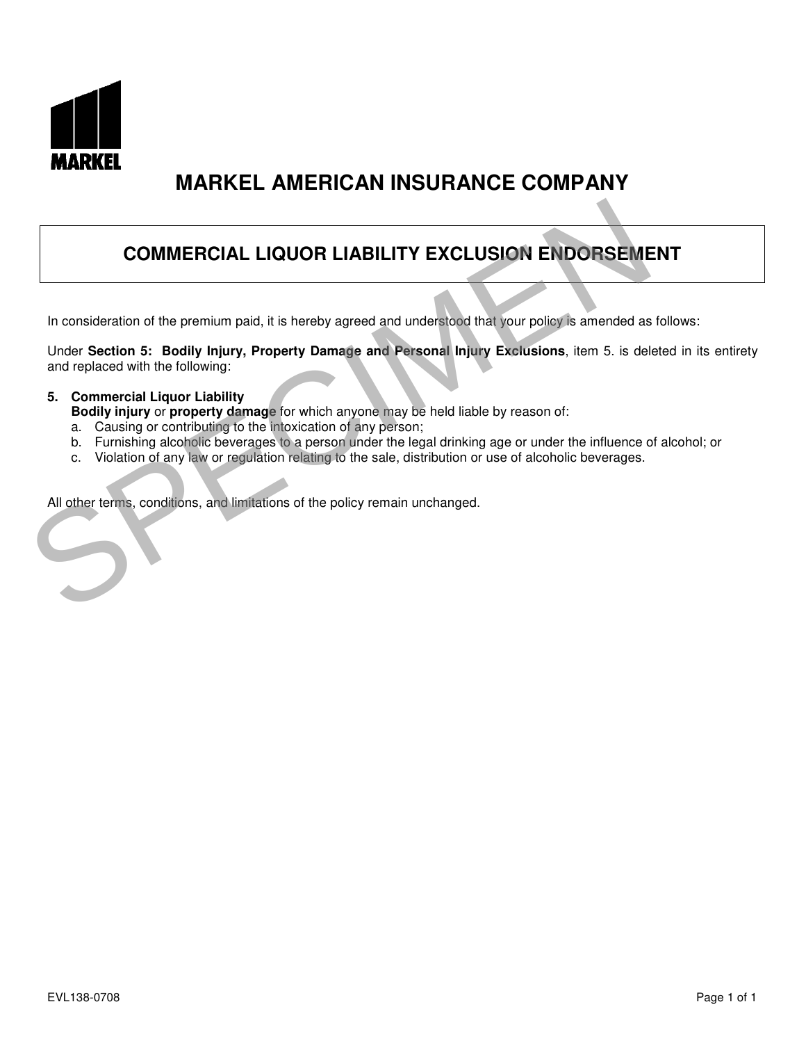**MARKEL**

# MARKEL AMERICAN INSURANCE COMPANY

## COMMERCIAL LIQUOR LIABILITY EXCLUSION ENDORSEMENT

In consideration of the premium paid, it is hereby agreed and understood that your policy is amended as follows:

Under **Section 5: Bodily Injury, Property Damage and Personal Injury Exclusions**, item 5. is deleted in its entirety and replaced with the following:

5. **Commercial Liquor Liability**
   **Bodily injury** or **property damage** for which anyone may be held liable by reason of:
   a. Causing or contributing to the intoxication of any person;
   b. Furnishing alcoholic beverages to a person under the legal drinking age or under the influence of alcohol; or
   c. Violation of any law or regulation relating to the sale, distribution or use of alcoholic beverages.

All other terms, conditions, and limitations of the policy remain unchanged.

EVL138-0708